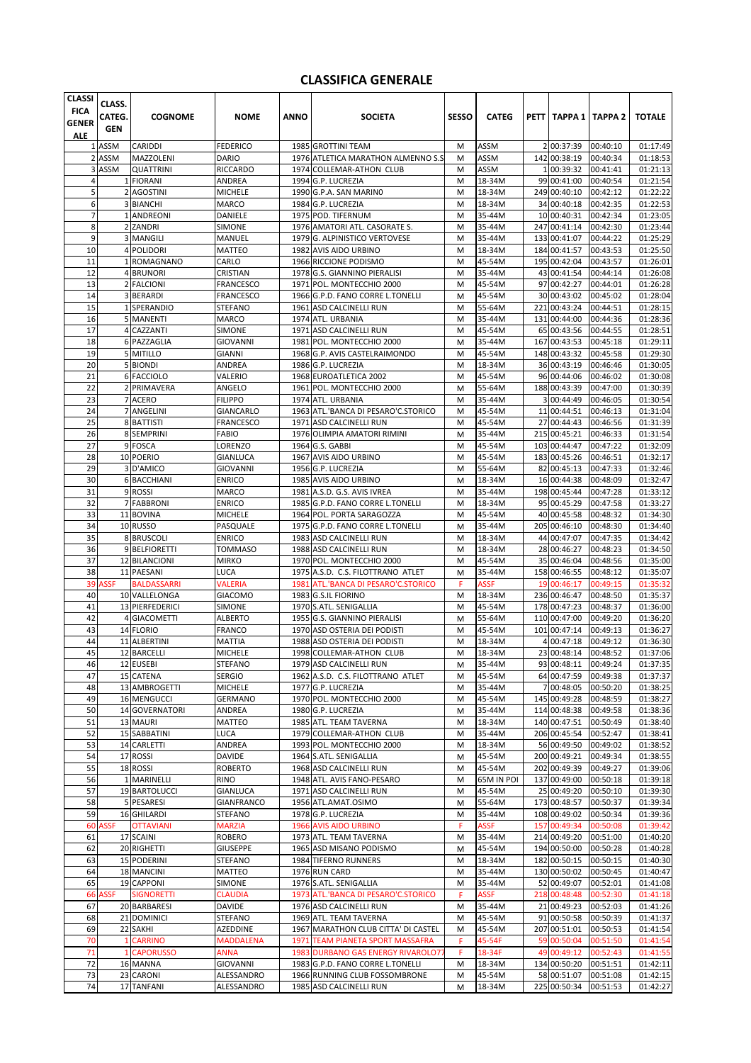# CLASSIFICA GENERALE

| CLASSIFICA GENERALE | CLASS. CATEG. GEN | COGNOME | NOME | ANNO | SOCIETA | SESSO | CATEG | PETT | TAPPA 1 | TAPPA 2 | TOTALE |
|---|---|---|---|---|---|---|---|---|---|---|---|
| 1 | ASSM | CARIDDI | FEDERICO | 1985 | GROTTINI TEAM | M | ASSM | 2 | 00:37:39 | 00:40:10 | 01:17:49 |
| 2 | ASSM | MAZZOLENI | DARIO | 1976 | ATLETICA MARATHON ALMENNO S.S | M | ASSM | 142 | 00:38:19 | 00:40:34 | 01:18:53 |
| 3 | ASSM | QUATTRINI | RICCARDO | 1974 | COLLEMAR-ATHON CLUB | M | ASSM | 1 | 00:39:32 | 00:41:41 | 01:21:13 |
| 4 | 1 | FIORANI | ANDREA | 1994 | G.P. LUCREZIA | M | 18-34M | 99 | 00:41:00 | 00:40:54 | 01:21:54 |
| 5 | 2 | AGOSTINI | MICHELE | 1990 | G.P.A. SAN MARINO | M | 18-34M | 249 | 00:40:10 | 00:42:12 | 01:22:22 |
| 6 | 3 | BIANCHI | MARCO | 1984 | G.P. LUCREZIA | M | 18-34M | 34 | 00:40:18 | 00:42:35 | 01:22:53 |
| 7 | 1 | ANDREONI | DANIELE | 1975 | POD. TIFERNUM | M | 35-44M | 10 | 00:40:31 | 00:42:34 | 01:23:05 |
| 8 | 2 | ZANDRI | SIMONE | 1976 | AMATORI ATL. CASORATE S. | M | 35-44M | 247 | 00:41:14 | 00:42:30 | 01:23:44 |
| 9 | 3 | MANGILI | MANUEL | 1979 | G. ALPINISTICO VERTOVESE | M | 35-44M | 133 | 00:41:07 | 00:44:22 | 01:25:29 |
| 10 | 4 | POLIDORI | MATTEO | 1982 | AVIS AIDO URBINO | M | 18-34M | 184 | 00:41:57 | 00:43:53 | 01:25:50 |
| 11 | 1 | ROMAGNANO | CARLO | 1966 | RICCIONE PODISMO | M | 45-54M | 195 | 00:42:04 | 00:43:57 | 01:26:01 |
| 12 | 4 | BRUNORI | CRISTIAN | 1978 | G.S. GIANNINO PIERALISI | M | 35-44M | 43 | 00:41:54 | 00:44:14 | 01:26:08 |
| 13 | 2 | FALCIONI | FRANCESCO | 1971 | POL. MONTECCHIO 2000 | M | 45-54M | 97 | 00:42:27 | 00:44:01 | 01:26:28 |
| 14 | 3 | BERARDI | FRANCESCO | 1966 | G.P.D. FANO CORRE L.TONELLI | M | 45-54M | 30 | 00:43:02 | 00:45:02 | 01:28:04 |
| 15 | 1 | SPERANDIO | STEFANO | 1961 | ASD CALCINELLI RUN | M | 55-64M | 221 | 00:43:24 | 00:44:51 | 01:28:15 |
| 16 | 5 | MANENTI | MARCO | 1974 | ATL. URBANIA | M | 35-44M | 131 | 00:44:00 | 00:44:36 | 01:28:36 |
| 17 | 4 | CAZZANTI | SIMONE | 1971 | ASD CALCINELLI RUN | M | 45-54M | 65 | 00:43:56 | 00:44:55 | 01:28:51 |
| 18 | 6 | PAZZAGLIA | GIOVANNI | 1981 | POL. MONTECCHIO 2000 | M | 35-44M | 167 | 00:43:53 | 00:45:18 | 01:29:11 |
| 19 | 5 | MITILLO | GIANNI | 1968 | G.P. AVIS CASTELRAIMONDO | M | 45-54M | 148 | 00:43:32 | 00:45:58 | 01:29:30 |
| 20 | 5 | BIONDI | ANDREA | 1986 | G.P. LUCREZIA | M | 18-34M | 36 | 00:43:19 | 00:46:46 | 01:30:05 |
| 21 | 6 | FACCIOLO | VALERIO | 1968 | EUROATLETICA 2002 | M | 45-54M | 96 | 00:44:06 | 00:46:02 | 01:30:08 |
| 22 | 2 | PRIMAVERA | ANGELO | 1961 | POL. MONTECCHIO 2000 | M | 55-64M | 188 | 00:43:39 | 00:47:00 | 01:30:39 |
| 23 | 7 | ACERO | FILIPPO | 1974 | ATL. URBANIA | M | 35-44M | 3 | 00:44:49 | 00:46:05 | 01:30:54 |
| 24 | 7 | ANGELINI | GIANCARLO | 1963 | ATL.'BANCA DI PESARO'C.STORICO | M | 45-54M | 11 | 00:44:51 | 00:46:13 | 01:31:04 |
| 25 | 8 | BATTISTI | FRANCESCO | 1971 | ASD CALCINELLI RUN | M | 45-54M | 27 | 00:44:43 | 00:46:56 | 01:31:39 |
| 26 | 8 | SEMPRINI | FABIO | 1976 | OLIMPIA AMATORI RIMINI | M | 35-44M | 215 | 00:45:21 | 00:46:33 | 01:31:54 |
| 27 | 9 | FOSCA | LORENZO | 1964 | G.S. GABBI | M | 45-54M | 103 | 00:44:47 | 00:47:22 | 01:32:09 |
| 28 | 10 | POERIO | GIANLUCA | 1967 | AVIS AIDO URBINO | M | 45-54M | 183 | 00:45:26 | 00:46:51 | 01:32:17 |
| 29 | 3 | D'AMICO | GIOVANNI | 1956 | G.P. LUCREZIA | M | 55-64M | 82 | 00:45:13 | 00:47:33 | 01:32:46 |
| 30 | 6 | BACCHIANI | ENRICO | 1985 | AVIS AIDO URBINO | M | 18-34M | 16 | 00:44:38 | 00:48:09 | 01:32:47 |
| 31 | 9 | ROSSI | MARCO | 1981 | A.S.D. G.S. AVIS IVREA | M | 35-44M | 198 | 00:45:44 | 00:47:28 | 01:33:12 |
| 32 | 7 | FABBRONI | ENRICO | 1985 | G.P.D. FANO CORRE L.TONELLI | M | 18-34M | 95 | 00:45:29 | 00:47:58 | 01:33:27 |
| 33 | 11 | BOVINA | MICHELE | 1964 | POL. PORTA SARAGOZZA | M | 45-54M | 40 | 00:45:58 | 00:48:32 | 01:34:30 |
| 34 | 10 | RUSSO | PASQUALE | 1975 | G.P.D. FANO CORRE L.TONELLI | M | 35-44M | 205 | 00:46:10 | 00:48:30 | 01:34:40 |
| 35 | 8 | BRUSCOLI | ENRICO | 1983 | ASD CALCINELLI RUN | M | 18-34M | 44 | 00:47:07 | 00:47:35 | 01:34:42 |
| 36 | 9 | BELFIORETTI | TOMMASO | 1988 | ASD CALCINELLI RUN | M | 18-34M | 28 | 00:46:27 | 00:48:23 | 01:34:50 |
| 37 | 12 | BILANCIONI | MIRKO | 1970 | POL. MONTECCHIO 2000 | M | 45-54M | 35 | 00:46:04 | 00:48:56 | 01:35:00 |
| 38 | 11 | PAESANI | LUCA | 1975 | A.S.D. C.S. FILOTTRANO ATLET | M | 35-44M | 158 | 00:46:55 | 00:48:12 | 01:35:07 |
| 39 | ASSF | BALDASSARRI | VALERIA | 1981 | ATL.'BANCA DI PESARO'C.STORICO | F | ASSF | 19 | 00:46:17 | 00:49:15 | 01:35:32 |
| 40 | 10 | VALLELONGA | GIACOMO | 1983 | G.S.IL FIORINO | M | 18-34M | 236 | 00:46:47 | 00:48:50 | 01:35:37 |
| 41 | 13 | PIERFEDERICI | SIMONE | 1970 | S.ATL. SENIGALLIA | M | 45-54M | 178 | 00:47:23 | 00:48:37 | 01:36:00 |
| 42 | 4 | GIACOMETTI | ALBERTO | 1955 | G.S. GIANNINO PIERALISI | M | 55-64M | 110 | 00:47:00 | 00:49:20 | 01:36:20 |
| 43 | 14 | FLORIO | FRANCO | 1970 | ASD OSTERIA DEI PODISTI | M | 45-54M | 101 | 00:47:14 | 00:49:13 | 01:36:27 |
| 44 | 11 | ALBERTINI | MATTIA | 1988 | ASD OSTERIA DEI PODISTI | M | 18-34M | 4 | 00:47:18 | 00:49:12 | 01:36:30 |
| 45 | 12 | BARCELLI | MICHELE | 1998 | COLLEMAR-ATHON CLUB | M | 18-34M | 23 | 00:48:14 | 00:48:52 | 01:37:06 |
| 46 | 12 | EUSEBI | STEFANO | 1979 | ASD CALCINELLI RUN | M | 35-44M | 93 | 00:48:11 | 00:49:24 | 01:37:35 |
| 47 | 15 | CATENA | SERGIO | 1962 | A.S.D. C.S. FILOTTRANO ATLET | M | 45-54M | 64 | 00:47:59 | 00:49:38 | 01:37:37 |
| 48 | 13 | AMBROGETTI | MICHELE | 1977 | G.P. LUCREZIA | M | 35-44M | 7 | 00:48:05 | 00:50:20 | 01:38:25 |
| 49 | 16 | MENGUCCI | GERMANO | 1970 | POL. MONTECCHIO 2000 | M | 45-54M | 145 | 00:49:28 | 00:48:59 | 01:38:27 |
| 50 | 14 | GOVERNATORI | ANDREA | 1980 | G.P. LUCREZIA | M | 35-44M | 114 | 00:48:38 | 00:49:58 | 01:38:36 |
| 51 | 13 | MAURI | MATTEO | 1985 | ATL. TEAM TAVERNA | M | 18-34M | 140 | 00:47:51 | 00:50:49 | 01:38:40 |
| 52 | 15 | SABBATINI | LUCA | 1979 | COLLEMAR-ATHON CLUB | M | 35-44M | 206 | 00:45:54 | 00:52:47 | 01:38:41 |
| 53 | 14 | CARLETTI | ANDREA | 1993 | POL. MONTECCHIO 2000 | M | 18-34M | 56 | 00:49:50 | 00:49:02 | 01:38:52 |
| 54 | 17 | ROSSI | DAVIDE | 1964 | S.ATL. SENIGALLIA | M | 45-54M | 200 | 00:49:21 | 00:49:34 | 01:38:55 |
| 55 | 18 | ROSSI | ROBERTO | 1968 | ASD CALCINELLI RUN | M | 45-54M | 202 | 00:49:39 | 00:49:27 | 01:39:06 |
| 56 | 1 | MARINELLI | RINO | 1948 | ATL. AVIS FANO-PESARO | M | 65M IN POI | 137 | 00:49:00 | 00:50:18 | 01:39:18 |
| 57 | 19 | BARTOLUCCI | GIANLUCA | 1971 | ASD CALCINELLI RUN | M | 45-54M | 25 | 00:49:20 | 00:50:10 | 01:39:30 |
| 58 | 5 | PESARESI | GIANFRANCO | 1956 | ATL.AMAT.OSIMO | M | 55-64M | 173 | 00:48:57 | 00:50:37 | 01:39:34 |
| 59 | 16 | GHILARDI | STEFANO | 1978 | G.P. LUCREZIA | M | 35-44M | 108 | 00:49:02 | 00:50:34 | 01:39:36 |
| 60 | ASSF | OTTAVIANI | MARZIA | 1966 | AVIS AIDO URBINO | F | ASSF | 157 | 00:49:34 | 00:50:08 | 01:39:42 |
| 61 | 17 | SCAINI | ROBERO | 1973 | ATL. TEAM TAVERNA | M | 35-44M | 214 | 00:49:20 | 00:51:00 | 01:40:20 |
| 62 | 20 | RIGHETTI | GIUSEPPE | 1965 | ASD MISANO PODISMO | M | 45-54M | 194 | 00:50:00 | 00:50:28 | 01:40:28 |
| 63 | 15 | PODERINI | STEFANO | 1984 | TIFERNO RUNNERS | M | 18-34M | 182 | 00:50:15 | 00:50:15 | 01:40:30 |
| 64 | 18 | MANCINI | MATTEO | 1976 | RUN CARD | M | 35-44M | 130 | 00:50:02 | 00:50:45 | 01:40:47 |
| 65 | 19 | CAPPONI | SIMONE | 1976 | S.ATL. SENIGALLIA | M | 35-44M | 52 | 00:49:07 | 00:52:01 | 01:41:08 |
| 66 | ASSF | SIGNORETTI | CLAUDIA | 1973 | ATL.'BANCA DI PESARO'C.STORICO | F | ASSF | 218 | 00:48:48 | 00:52:30 | 01:41:18 |
| 67 | 20 | BARBARESI | DAVIDE | 1976 | ASD CALCINELLI RUN | M | 35-44M | 21 | 00:49:23 | 00:52:03 | 01:41:26 |
| 68 | 21 | DOMINICI | STEFANO | 1969 | ATL. TEAM TAVERNA | M | 45-54M | 91 | 00:50:58 | 00:50:39 | 01:41:37 |
| 69 | 22 | SAKHI | AZEDDINE | 1967 | MARATHON CLUB CITTA' DI CASTEL | M | 45-54M | 207 | 00:51:01 | 00:50:53 | 01:41:54 |
| 70 | 1 | CARRINO | MADDALENA | 1971 | TEAM PIANETA SPORT MASSAFRA | F | 45-54F | 59 | 00:50:04 | 00:51:50 | 01:41:54 |
| 71 | 1 | CAPORUSSO | ANNA | 1983 | DURBANO GAS ENERGY RIVAROLO77 | F | 18-34F | 49 | 00:49:12 | 00:52:43 | 01:41:55 |
| 72 | 16 | MANNA | GIOVANNI | 1983 | G.P.D. FANO CORRE L.TONELLI | M | 18-34M | 134 | 00:50:20 | 00:51:51 | 01:42:11 |
| 73 | 23 | CARONI | ALESSANDRO | 1966 | RUNNING CLUB FOSSOMBRONE | M | 45-54M | 58 | 00:51:07 | 00:51:08 | 01:42:15 |
| 74 | 17 | TANFANI | ALESSANDRO | 1985 | ASD CALCINELLI RUN | M | 18-34M | 225 | 00:50:34 | 00:51:53 | 01:42:27 |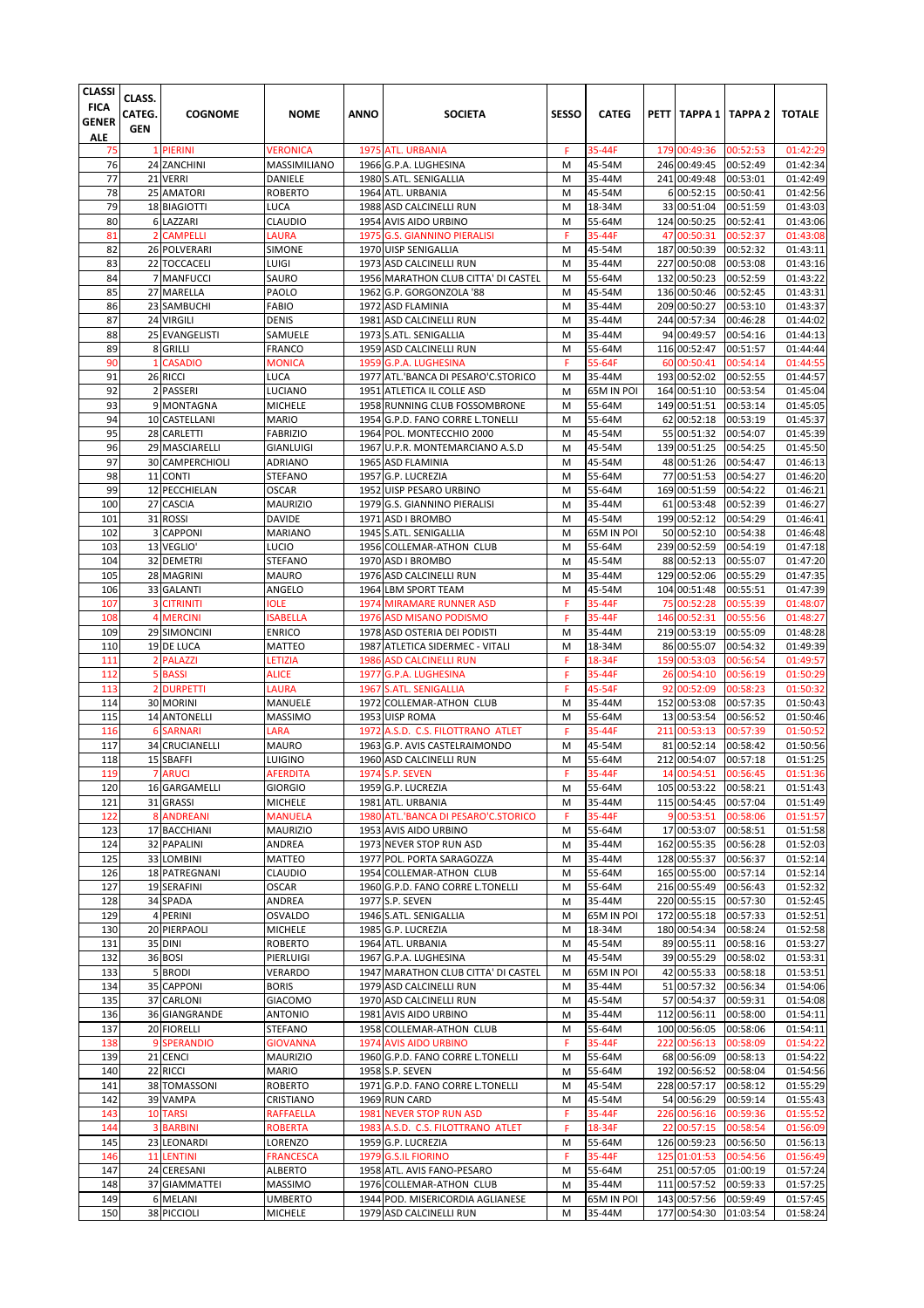| CLASSI FICA GENER ALE | CLASS. CATEG. GEN | COGNOME | NOME | ANNO | SOCIETA | SESSO | CATEG | PETT | TAPPA 1 | TAPPA 2 | TOTALE |
|---|---|---|---|---|---|---|---|---|---|---|---|
| 75 | 1 | PIERINI | VERONICA | 1975 | ATL. URBANIA | F | 35-44F | 179 | 00:49:36 | 00:52:53 | 01:42:29 |
| 76 | 24 | ZANCHINI | MASSIMILIANO | 1966 | G.P.A. LUGHESINA | M | 45-54M | 246 | 00:49:45 | 00:52:49 | 01:42:34 |
| 77 | 21 | VERRI | DANIELE | 1980 | S.ATL. SENIGALLIA | M | 35-44M | 241 | 00:49:48 | 00:53:01 | 01:42:49 |
| 78 | 25 | AMATORI | ROBERTO | 1964 | ATL. URBANIA | M | 45-54M | 6 | 00:52:15 | 00:50:41 | 01:42:56 |
| 79 | 18 | BIAGIOTTI | LUCA | 1988 | ASD CALCINELLI RUN | M | 18-34M | 33 | 00:51:04 | 00:51:59 | 01:43:03 |
| 80 | 6 | LAZZARI | CLAUDIO | 1954 | AVIS AIDO URBINO | M | 55-64M | 124 | 00:50:25 | 00:52:41 | 01:43:06 |
| 81 | 2 | CAMPELLI | LAURA | 1975 | G.S. GIANNINO PIERALISI | F | 35-44F | 47 | 00:50:31 | 00:52:37 | 01:43:08 |
| 82 | 26 | POLVERARI | SIMONE | 1970 | UISP SENIGALLIA | M | 45-54M | 187 | 00:50:39 | 00:52:32 | 01:43:11 |
| 83 | 22 | TOCCACELI | LUIGI | 1973 | ASD CALCINELLI RUN | M | 35-44M | 227 | 00:50:08 | 00:53:08 | 01:43:16 |
| 84 | 7 | MANFUCCI | SAURO | 1956 | MARATHON CLUB CITTA' DI CASTEL | M | 55-64M | 132 | 00:50:23 | 00:52:59 | 01:43:22 |
| 85 | 27 | MARELLA | PAOLO | 1962 | G.P. GORGONZOLA '88 | M | 45-54M | 136 | 00:50:46 | 00:52:45 | 01:43:31 |
| 86 | 23 | SAMBUCHI | FABIO | 1972 | ASD FLAMINIA | M | 35-44M | 209 | 00:50:27 | 00:53:10 | 01:43:37 |
| 87 | 24 | VIRGILI | DENIS | 1981 | ASD CALCINELLI RUN | M | 35-44M | 244 | 00:57:34 | 00:46:28 | 01:44:02 |
| 88 | 25 | EVANGELISTI | SAMUELE | 1973 | S.ATL. SENIGALLIA | M | 35-44M | 94 | 00:49:57 | 00:54:16 | 01:44:13 |
| 89 | 8 | GRILLI | FRANCO | 1959 | ASD CALCINELLI RUN | M | 55-64M | 116 | 00:52:47 | 00:51:57 | 01:44:44 |
| 90 | 1 | CASADIO | MONICA | 1959 | G.P.A. LUGHESINA | F | 55-64F | 60 | 00:50:41 | 00:54:14 | 01:44:55 |
| 91 | 26 | RICCI | LUCA | 1977 | ATL.'BANCA DI PESARO'C.STORICO | M | 35-44M | 193 | 00:52:02 | 00:52:55 | 01:44:57 |
| 92 | 2 | PASSERI | LUCIANO | 1951 | ATLETICA IL COLLE ASD | M | 65M IN POI | 164 | 00:51:10 | 00:53:54 | 01:45:04 |
| 93 | 9 | MONTAGNA | MICHELE | 1958 | RUNNING CLUB FOSSOMBRONE | M | 55-64M | 149 | 00:51:51 | 00:53:14 | 01:45:05 |
| 94 | 10 | CASTELLANI | MARIO | 1954 | G.P.D. FANO CORRE L.TONELLI | M | 55-64M | 62 | 00:52:18 | 00:53:19 | 01:45:37 |
| 95 | 28 | CARLETTI | FABRIZIO | 1964 | POL. MONTECCHIO 2000 | M | 45-54M | 55 | 00:51:32 | 00:54:07 | 01:45:39 |
| 96 | 29 | MASCIARELLI | GIANLUIGI | 1967 | U.P.R. MONTEMARCIANO A.S.D | M | 45-54M | 139 | 00:51:25 | 00:54:25 | 01:45:50 |
| 97 | 30 | CAMPERCHIOLI | ADRIANO | 1965 | ASD FLAMINIA | M | 45-54M | 48 | 00:51:26 | 00:54:47 | 01:46:13 |
| 98 | 11 | CONTI | STEFANO | 1957 | G.P. LUCREZIA | M | 55-64M | 77 | 00:51:53 | 00:54:27 | 01:46:20 |
| 99 | 12 | PECCHIELAN | OSCAR | 1952 | UISP PESARO URBINO | M | 55-64M | 169 | 00:51:59 | 00:54:22 | 01:46:21 |
| 100 | 27 | CASCIA | MAURIZIO | 1979 | G.S. GIANNINO PIERALISI | M | 35-44M | 61 | 00:53:48 | 00:52:39 | 01:46:27 |
| 101 | 31 | ROSSI | DAVIDE | 1971 | ASD I BROMBO | M | 45-54M | 199 | 00:52:12 | 00:54:29 | 01:46:41 |
| 102 | 3 | CAPPONI | MARIANO | 1945 | S.ATL. SENIGALLIA | M | 65M IN POI | 50 | 00:52:10 | 00:54:38 | 01:46:48 |
| 103 | 13 | VEGLIO' | LUCIO | 1956 | COLLEMAR-ATHON CLUB | M | 55-64M | 239 | 00:52:59 | 00:54:19 | 01:47:18 |
| 104 | 32 | DEMETRI | STEFANO | 1970 | ASD I BROMBO | M | 45-54M | 88 | 00:52:13 | 00:55:07 | 01:47:20 |
| 105 | 28 | MAGRINI | MAURO | 1976 | ASD CALCINELLI RUN | M | 35-44M | 129 | 00:52:06 | 00:55:29 | 01:47:35 |
| 106 | 33 | GALANTI | ANGELO | 1964 | LBM SPORT TEAM | M | 45-54M | 104 | 00:51:48 | 00:55:51 | 01:47:39 |
| 107 | 3 | CITRINITI | IOLE | 1974 | MIRAMARE RUNNER ASD | F | 35-44F | 75 | 00:52:28 | 00:55:39 | 01:48:07 |
| 108 | 4 | MERCINI | ISABELLA | 1976 | ASD MISANO PODISMO | F | 35-44F | 146 | 00:52:31 | 00:55:56 | 01:48:27 |
| 109 | 29 | SIMONCINI | ENRICO | 1978 | ASD OSTERIA DEI PODISTI | M | 35-44M | 219 | 00:53:19 | 00:55:09 | 01:48:28 |
| 110 | 19 | DE LUCA | MATTEO | 1987 | ATLETICA SIDERMEC - VITALI | M | 18-34M | 86 | 00:55:07 | 00:54:32 | 01:49:39 |
| 111 | 2 | PALAZZI | LETIZIA | 1986 | ASD CALCINELLI RUN | F | 18-34F | 159 | 00:53:03 | 00:56:54 | 01:49:57 |
| 112 | 5 | BASSI | ALICE | 1977 | G.P.A. LUGHESINA | F | 35-44F | 26 | 00:54:10 | 00:56:19 | 01:50:29 |
| 113 | 2 | DURPETTI | LAURA | 1967 | S.ATL. SENIGALLIA | F | 45-54F | 92 | 00:52:09 | 00:58:23 | 01:50:32 |
| 114 | 30 | MORINI | MANUELE | 1972 | COLLEMAR-ATHON CLUB | M | 35-44M | 152 | 00:53:08 | 00:57:35 | 01:50:43 |
| 115 | 14 | ANTONELLI | MASSIMO | 1953 | UISP ROMA | M | 55-64M | 13 | 00:53:54 | 00:56:52 | 01:50:46 |
| 116 | 6 | SARNARI | LARA | 1972 | A.S.D. C.S. FILOTTRANO ATLET | F | 35-44F | 211 | 00:53:13 | 00:57:39 | 01:50:52 |
| 117 | 34 | CRUCIANELLI | MAURO | 1963 | G.P. AVIS CASTELRAIMONDO | M | 45-54M | 81 | 00:52:14 | 00:58:42 | 01:50:56 |
| 118 | 15 | SBAFFI | LUIGINO | 1960 | ASD CALCINELLI RUN | M | 55-64M | 212 | 00:54:07 | 00:57:18 | 01:51:25 |
| 119 | 7 | ARUCI | AFERDITA | 1974 | S.P. SEVEN | F | 35-44F | 14 | 00:54:51 | 00:56:45 | 01:51:36 |
| 120 | 16 | GARGAMELLI | GIORGIO | 1959 | G.P. LUCREZIA | M | 55-64M | 105 | 00:53:22 | 00:58:21 | 01:51:43 |
| 121 | 31 | GRASSI | MICHELE | 1981 | ATL. URBANIA | M | 35-44M | 115 | 00:54:45 | 00:57:04 | 01:51:49 |
| 122 | 8 | ANDREANI | MANUELA | 1980 | ATL.'BANCA DI PESARO'C.STORICO | F | 35-44F | 9 | 00:53:51 | 00:58:06 | 01:51:57 |
| 123 | 17 | BACCHIANI | MAURIZIO | 1953 | AVIS AIDO URBINO | M | 55-64M | 17 | 00:53:07 | 00:58:51 | 01:51:58 |
| 124 | 32 | PAPALINI | ANDREA | 1973 | NEVER STOP RUN ASD | M | 35-44M | 162 | 00:55:35 | 00:56:28 | 01:52:03 |
| 125 | 33 | LOMBINI | MATTEO | 1977 | POL. PORTA SARAGOZZA | M | 35-44M | 128 | 00:55:37 | 00:56:37 | 01:52:14 |
| 126 | 18 | PATREGNANI | CLAUDIO | 1954 | COLLEMAR-ATHON CLUB | M | 55-64M | 165 | 00:55:00 | 00:57:14 | 01:52:14 |
| 127 | 19 | SERAFINI | OSCAR | 1960 | G.P.D. FANO CORRE L.TONELLI | M | 55-64M | 216 | 00:55:49 | 00:56:43 | 01:52:32 |
| 128 | 34 | SPADA | ANDREA | 1977 | S.P. SEVEN | M | 35-44M | 220 | 00:55:15 | 00:57:30 | 01:52:45 |
| 129 | 4 | PERINI | OSVALDO | 1946 | S.ATL. SENIGALLIA | M | 65M IN POI | 172 | 00:55:18 | 00:57:33 | 01:52:51 |
| 130 | 20 | PIERPAOLI | MICHELE | 1985 | G.P. LUCREZIA | M | 18-34M | 180 | 00:54:34 | 00:58:24 | 01:52:58 |
| 131 | 35 | DINI | ROBERTO | 1964 | ATL. URBANIA | M | 45-54M | 89 | 00:55:11 | 00:58:16 | 01:53:27 |
| 132 | 36 | BOSI | PIERLUIGI | 1967 | G.P.A. LUGHESINA | M | 45-54M | 39 | 00:55:29 | 00:58:02 | 01:53:31 |
| 133 | 5 | BRODI | VERARDO | 1947 | MARATHON CLUB CITTA' DI CASTEL | M | 65M IN POI | 42 | 00:55:33 | 00:58:18 | 01:53:51 |
| 134 | 35 | CAPPONI | BORIS | 1979 | ASD CALCINELLI RUN | M | 35-44M | 51 | 00:57:32 | 00:56:34 | 01:54:06 |
| 135 | 37 | CARLONI | GIACOMO | 1970 | ASD CALCINELLI RUN | M | 45-54M | 57 | 00:54:37 | 00:59:31 | 01:54:08 |
| 136 | 36 | GIANGRANDE | ANTONIO | 1981 | AVIS AIDO URBINO | M | 35-44M | 112 | 00:56:11 | 00:58:00 | 01:54:11 |
| 137 | 20 | FIORELLI | STEFANO | 1958 | COLLEMAR-ATHON CLUB | M | 55-64M | 100 | 00:56:05 | 00:58:06 | 01:54:11 |
| 138 | 9 | SPERANDIO | GIOVANNA | 1974 | AVIS AIDO URBINO | F | 35-44F | 222 | 00:56:13 | 00:58:09 | 01:54:22 |
| 139 | 21 | CENCI | MAURIZIO | 1960 | G.P.D. FANO CORRE L.TONELLI | M | 55-64M | 68 | 00:56:09 | 00:58:13 | 01:54:22 |
| 140 | 22 | RICCI | MARIO | 1958 | S.P. SEVEN | M | 55-64M | 192 | 00:56:52 | 00:58:04 | 01:54:56 |
| 141 | 38 | TOMASSONI | ROBERTO | 1971 | G.P.D. FANO CORRE L.TONELLI | M | 45-54M | 228 | 00:57:17 | 00:58:12 | 01:55:29 |
| 142 | 39 | VAMPA | CRISTIANO | 1969 | RUN CARD | M | 45-54M | 54 | 00:56:29 | 00:59:14 | 01:55:43 |
| 143 | 10 | TARSI | RAFFAELLA | 1981 | NEVER STOP RUN ASD | F | 35-44F | 226 | 00:56:16 | 00:59:36 | 01:55:52 |
| 144 | 3 | BARBINI | ROBERTA | 1983 | A.S.D. C.S. FILOTTRANO ATLET | F | 18-34F | 22 | 00:57:15 | 00:58:54 | 01:56:09 |
| 145 | 23 | LEONARDI | LORENZO | 1959 | G.P. LUCREZIA | M | 55-64M | 126 | 00:59:23 | 00:56:50 | 01:56:13 |
| 146 | 11 | LENTINI | FRANCESCA | 1979 | G.S.IL FIORINO | F | 35-44F | 125 | 01:01:53 | 00:54:56 | 01:56:49 |
| 147 | 24 | CERESANI | ALBERTO | 1958 | ATL. AVIS FANO-PESARO | M | 55-64M | 251 | 00:57:05 | 01:00:19 | 01:57:24 |
| 148 | 37 | GIAMMATTEI | MASSIMO | 1976 | COLLEMAR-ATHON CLUB | M | 35-44M | 111 | 00:57:52 | 00:59:33 | 01:57:25 |
| 149 | 6 | MELANI | UMBERTO | 1944 | POD. MISERICORDIA AGLIANESE | M | 65M IN POI | 143 | 00:57:56 | 00:59:49 | 01:57:45 |
| 150 | 38 | PICCIOLI | MICHELE | 1979 | ASD CALCINELLI RUN | M | 35-44M | 177 | 00:54:30 | 01:03:54 | 01:58:24 |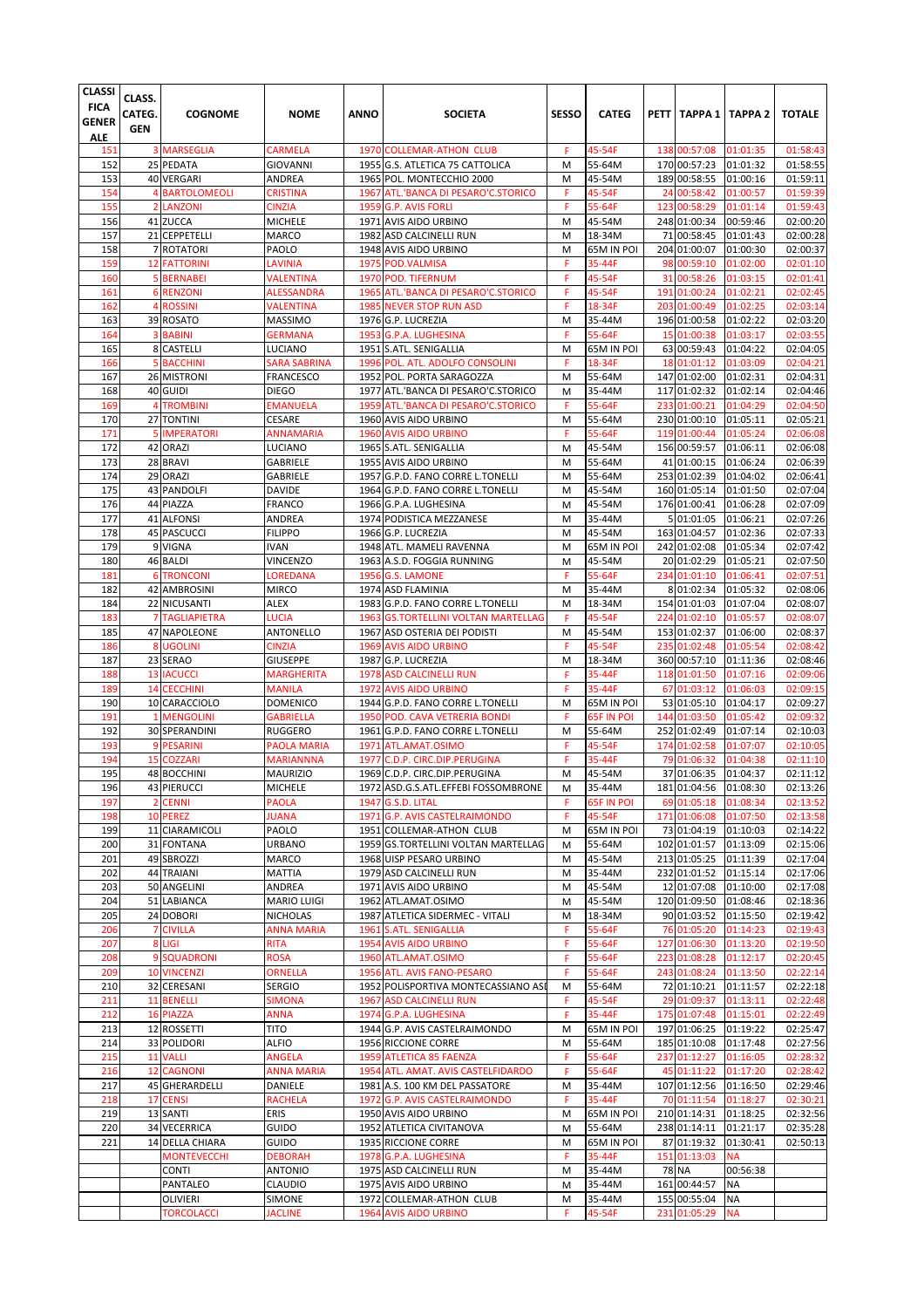| CLASSI FICA GENER ALE | CLASS. CATEG. GEN | COGNOME | NOME | ANNO | SOCIETA | SESSO | CATEG | PETT | TAPPA 1 | TAPPA 2 | TOTALE |
|---|---|---|---|---|---|---|---|---|---|---|---|
| 151 | 3 | MARSEGLIA | CARMELA | 1970 | COLLEMAR-ATHON CLUB | F | 45-54F | 138 | 00:57:08 | 01:01:35 | 01:58:43 |
| 152 | 25 | PEDATA | GIOVANNI | 1955 | G.S. ATLETICA 75 CATTOLICA | M | 55-64M | 170 | 00:57:23 | 01:01:32 | 01:58:55 |
| 153 | 40 | VERGARI | ANDREA | 1965 | POL. MONTECCHIO 2000 | M | 45-54M | 189 | 00:58:55 | 01:00:16 | 01:59:11 |
| 154 | 4 | BARTOLOMEOLI | CRISTINA | 1967 | ATL.'BANCA DI PESARO'C.STORICO | F | 45-54F | 24 | 00:58:42 | 01:00:57 | 01:59:39 |
| 155 | 2 | LANZONI | CINZIA | 1959 | G.P. AVIS FORLI | F | 55-64F | 123 | 00:58:29 | 01:01:14 | 01:59:43 |
| 156 | 41 | ZUCCA | MICHELE | 1971 | AVIS AIDO URBINO | M | 45-54M | 248 | 01:00:34 | 00:59:46 | 02:00:20 |
| 157 | 21 | CEPPETELLI | MARCO | 1982 | ASD CALCINELLI RUN | M | 18-34M | 71 | 00:58:45 | 01:01:43 | 02:00:28 |
| 158 | 7 | ROTATORI | PAOLO | 1948 | AVIS AIDO URBINO | M | 65M IN POI | 204 | 01:00:07 | 01:00:30 | 02:00:37 |
| 159 | 12 | FATTORINI | LAVINIA | 1975 | POD.VALMISA | F | 35-44F | 98 | 00:59:10 | 01:02:00 | 02:01:10 |
| 160 | 5 | BERNABEI | VALENTINA | 1970 | POD. TIFERNUM | F | 45-54F | 31 | 00:58:26 | 01:03:15 | 02:01:41 |
| 161 | 6 | RENZONI | ALESSANDRA | 1965 | ATL.'BANCA DI PESARO'C.STORICO | F | 45-54F | 191 | 01:00:24 | 01:02:21 | 02:02:45 |
| 162 | 4 | ROSSINI | VALENTINA | 1985 | NEVER STOP RUN ASD | F | 18-34F | 203 | 01:00:49 | 01:02:25 | 02:03:14 |
| 163 | 39 | ROSATO | MASSIMO | 1976 | G.P. LUCREZIA | M | 35-44M | 196 | 01:00:58 | 01:02:22 | 02:03:20 |
| 164 | 3 | BABINI | GERMANA | 1953 | G.P.A. LUGHESINA | F | 55-64F | 15 | 01:00:38 | 01:03:17 | 02:03:55 |
| 165 | 8 | CASTELLI | LUCIANO | 1951 | S.ATL. SENIGALLIA | M | 65M IN POI | 63 | 00:59:43 | 01:04:22 | 02:04:05 |
| 166 | 5 | BACCHINI | SARA SABRINA | 1996 | POL. ATL. ADOLFO CONSOLINI | F | 18-34F | 18 | 01:01:12 | 01:03:09 | 02:04:21 |
| 167 | 26 | MISTRONI | FRANCESCO | 1952 | POL. PORTA SARAGOZZA | M | 55-64M | 147 | 01:02:00 | 01:02:31 | 02:04:31 |
| 168 | 40 | GUIDI | DIEGO | 1977 | ATL.'BANCA DI PESARO'C.STORICO | M | 35-44M | 117 | 01:02:32 | 01:02:14 | 02:04:46 |
| 169 | 4 | TROMBINI | EMANUELA | 1959 | ATL.'BANCA DI PESARO'C.STORICO | F | 55-64F | 233 | 01:00:21 | 01:04:29 | 02:04:50 |
| 170 | 27 | TONTINI | CESARE | 1960 | AVIS AIDO URBINO | M | 55-64M | 230 | 01:00:10 | 01:05:11 | 02:05:21 |
| 171 | 5 | IMPERATORI | ANNAMARIA | 1960 | AVIS AIDO URBINO | F | 55-64F | 119 | 01:00:44 | 01:05:24 | 02:06:08 |
| 172 | 42 | ORAZI | LUCIANO | 1965 | S.ATL. SENIGALLIA | M | 45-54M | 156 | 00:59:57 | 01:06:11 | 02:06:08 |
| 173 | 28 | BRAVI | GABRIELE | 1955 | AVIS AIDO URBINO | M | 55-64M | 41 | 01:00:15 | 01:06:24 | 02:06:39 |
| 174 | 29 | ORAZI | GABRIELE | 1957 | G.P.D. FANO CORRE L.TONELLI | M | 55-64M | 253 | 01:02:39 | 01:04:02 | 02:06:41 |
| 175 | 43 | PANDOLFI | DAVIDE | 1964 | G.P.D. FANO CORRE L.TONELLI | M | 45-54M | 160 | 01:05:14 | 01:01:50 | 02:07:04 |
| 176 | 44 | PIAZZA | FRANCO | 1966 | G.P.A. LUGHESINA | M | 45-54M | 176 | 01:00:41 | 01:06:28 | 02:07:09 |
| 177 | 41 | ALFONSI | ANDREA | 1974 | PODISTICA MEZZANESE | M | 35-44M | 5 | 01:01:05 | 01:06:21 | 02:07:26 |
| 178 | 45 | PASCUCCI | FILIPPO | 1966 | G.P. LUCREZIA | M | 45-54M | 163 | 01:04:57 | 01:02:36 | 02:07:33 |
| 179 | 9 | VIGNA | IVAN | 1948 | ATL. MAMELI RAVENNA | M | 65M IN POI | 242 | 01:02:08 | 01:05:34 | 02:07:42 |
| 180 | 46 | BALDI | VINCENZO | 1963 | A.S.D. FOGGIA RUNNING | M | 45-54M | 20 | 01:02:29 | 01:05:21 | 02:07:50 |
| 181 | 6 | TRONCONI | LOREDANA | 1956 | G.S. LAMONE | F | 55-64F | 234 | 01:01:10 | 01:06:41 | 02:07:51 |
| 182 | 42 | AMBROSINI | MIRCO | 1974 | ASD FLAMINIA | M | 35-44M | 8 | 01:02:34 | 01:05:32 | 02:08:06 |
| 184 | 22 | NICUSANTI | ALEX | 1983 | G.P.D. FANO CORRE L.TONELLI | M | 18-34M | 154 | 01:01:03 | 01:07:04 | 02:08:07 |
| 183 | 7 | TAGLIAPIETRA | LUCIA | 1963 | GS.TORTELLINI VOLTAN MARTELLAG | F | 45-54F | 224 | 01:02:10 | 01:05:57 | 02:08:07 |
| 185 | 47 | NAPOLEONE | ANTONELLO | 1967 | ASD OSTERIA DEI PODISTI | M | 45-54M | 153 | 01:02:37 | 01:06:00 | 02:08:37 |
| 186 | 8 | UGOLINI | CINZIA | 1969 | AVIS AIDO URBINO | F | 45-54F | 235 | 01:02:48 | 01:05:54 | 02:08:42 |
| 187 | 23 | SERAO | GIUSEPPE | 1987 | G.P. LUCREZIA | M | 18-34M | 360 | 00:57:10 | 01:11:36 | 02:08:46 |
| 188 | 13 | IACUCCI | MARGHERITA | 1978 | ASD CALCINELLI RUN | F | 35-44F | 118 | 01:01:50 | 01:07:16 | 02:09:06 |
| 189 | 14 | CECCHINI | MANILA | 1972 | AVIS AIDO URBINO | F | 35-44F | 67 | 01:03:12 | 01:06:03 | 02:09:15 |
| 190 | 10 | CARACCIOLO | DOMENICO | 1944 | G.P.D. FANO CORRE L.TONELLI | M | 65M IN POI | 53 | 01:05:10 | 01:04:17 | 02:09:27 |
| 191 | 1 | MENGOLINI | GABRIELLA | 1950 | POD. CAVA VETRERIA BONDI | F | 65F IN POI | 144 | 01:03:50 | 01:05:42 | 02:09:32 |
| 192 | 30 | SPERANDINI | RUGGERO | 1961 | G.P.D. FANO CORRE L.TONELLI | M | 55-64M | 252 | 01:02:49 | 01:07:14 | 02:10:03 |
| 193 | 9 | PESARINI | PAOLA MARIA | 1971 | ATL.AMAT.OSIMO | F | 45-54F | 174 | 01:02:58 | 01:07:07 | 02:10:05 |
| 194 | 15 | COZZARI | MARIANNNA | 1977 | C.D.P. CIRC.DIP.PERUGINA | F | 35-44F | 79 | 01:06:32 | 01:04:38 | 02:11:10 |
| 195 | 48 | BOCCHINI | MAURIZIO | 1969 | C.D.P. CIRC.DIP.PERUGINA | M | 45-54M | 37 | 01:06:35 | 01:04:37 | 02:11:12 |
| 196 | 43 | PIERUCCI | MICHELE | 1972 | ASD.G.S.ATL.EFFEBI FOSSOMBRONE | M | 35-44M | 181 | 01:04:56 | 01:08:30 | 02:13:26 |
| 197 | 2 | CENNI | PAOLA | 1947 | G.S.D. LITAL | F | 65F IN POI | 69 | 01:05:18 | 01:08:34 | 02:13:52 |
| 198 | 10 | PEREZ | JUANA | 1971 | G.P. AVIS CASTELRAIMONDO | F | 45-54F | 171 | 01:06:08 | 01:07:50 | 02:13:58 |
| 199 | 11 | CIARAMICOLI | PAOLO | 1951 | COLLEMAR-ATHON CLUB | M | 65M IN POI | 73 | 01:04:19 | 01:10:03 | 02:14:22 |
| 200 | 31 | FONTANA | URBANO | 1959 | GS.TORTELLINI VOLTAN MARTELLAG | M | 55-64M | 102 | 01:01:57 | 01:13:09 | 02:15:06 |
| 201 | 49 | SBROZZI | MARCO | 1968 | UISP PESARO URBINO | M | 45-54M | 213 | 01:05:25 | 01:11:39 | 02:17:04 |
| 202 | 44 | TRAIANI | MATTIA | 1979 | ASD CALCINELLI RUN | M | 35-44M | 232 | 01:01:52 | 01:15:14 | 02:17:06 |
| 203 | 50 | ANGELINI | ANDREA | 1971 | AVIS AIDO URBINO | M | 45-54M | 12 | 01:07:08 | 01:10:00 | 02:17:08 |
| 204 | 51 | LABIANCA | MARIO LUIGI | 1962 | ATL.AMAT.OSIMO | M | 45-54M | 120 | 01:09:50 | 01:08:46 | 02:18:36 |
| 205 | 24 | DOBORI | NICHOLAS | 1987 | ATLETICA SIDERMEC - VITALI | M | 18-34M | 90 | 01:03:52 | 01:15:50 | 02:19:42 |
| 206 | 7 | CIVILLA | ANNA MARIA | 1961 | S.ATL. SENIGALLIA | F | 55-64F | 76 | 01:05:20 | 01:14:23 | 02:19:43 |
| 207 | 8 | LIGI | RITA | 1954 | AVIS AIDO URBINO | F | 55-64F | 127 | 01:06:30 | 01:13:20 | 02:19:50 |
| 208 | 9 | SQUADRONI | ROSA | 1960 | ATL.AMAT.OSIMO | F | 55-64F | 223 | 01:08:28 | 01:12:17 | 02:20:45 |
| 209 | 10 | VINCENZI | ORNELLA | 1956 | ATL. AVIS FANO-PESARO | F | 55-64F | 243 | 01:08:24 | 01:13:50 | 02:22:14 |
| 210 | 32 | CERESANI | SERGIO | 1952 | POLISPORTIVA MONTECASSIANO ASD | M | 55-64M | 72 | 01:10:21 | 01:11:57 | 02:22:18 |
| 211 | 11 | BENELLI | SIMONA | 1967 | ASD CALCINELLI RUN | F | 45-54F | 29 | 01:09:37 | 01:13:11 | 02:22:48 |
| 212 | 16 | PIAZZA | ANNA | 1974 | G.P.A. LUGHESINA | F | 35-44F | 175 | 01:07:48 | 01:15:01 | 02:22:49 |
| 213 | 12 | ROSSETTI | TITO | 1944 | G.P. AVIS CASTELRAIMONDO | M | 65M IN POI | 197 | 01:06:25 | 01:19:22 | 02:25:47 |
| 214 | 33 | POLIDORI | ALFIO | 1956 | RICCIONE CORRE | M | 55-64M | 185 | 01:10:08 | 01:17:48 | 02:27:56 |
| 215 | 11 | VALLI | ANGELA | 1959 | ATLETICA 85 FAENZA | F | 55-64F | 237 | 01:12:27 | 01:16:05 | 02:28:32 |
| 216 | 12 | CAGNONI | ANNA MARIA | 1954 | ATL. AMAT. AVIS CASTELFIDARDO | F | 55-64F | 45 | 01:11:22 | 01:17:20 | 02:28:42 |
| 217 | 45 | GHERARDELLI | DANIELE | 1981 | A.S. 100 KM DEL PASSATORE | M | 35-44M | 107 | 01:12:56 | 01:16:50 | 02:29:46 |
| 218 | 17 | CENSI | RACHELA | 1972 | G.P. AVIS CASTELRAIMONDO | F | 35-44F | 70 | 01:11:54 | 01:18:27 | 02:30:21 |
| 219 | 13 | SANTI | ERIS | 1950 | AVIS AIDO URBINO | M | 65M IN POI | 210 | 01:14:31 | 01:18:25 | 02:32:56 |
| 220 | 34 | VECERRICA | GUIDO | 1952 | ATLETICA CIVITANOVA | M | 55-64M | 238 | 01:14:11 | 01:21:17 | 02:35:28 |
| 221 | 14 | DELLA CHIARA | GUIDO | 1935 | RICCIONE CORRE | M | 65M IN POI | 87 | 01:19:32 | 01:30:41 | 02:50:13 |
| | | MONTEVECCHI | DEBORAH | 1978 | G.P.A. LUGHESINA | F | 35-44F | 151 | 01:13:03 | NA | |
| | | CONTI | ANTONIO | 1975 | ASD CALCINELLI RUN | M | 35-44M | 78 | NA | 00:56:38 | |
| | | PANTALEO | CLAUDIO | 1975 | AVIS AIDO URBINO | M | 35-44M | 161 | 00:44:57 | NA | |
| | | OLIVIERI | SIMONE | 1972 | COLLEMAR-ATHON CLUB | M | 35-44M | 155 | 00:55:04 | NA | |
| | | TORCOLACCI | JACLINE | 1964 | AVIS AIDO URBINO | F | 45-54F | 231 | 01:05:29 | NA | |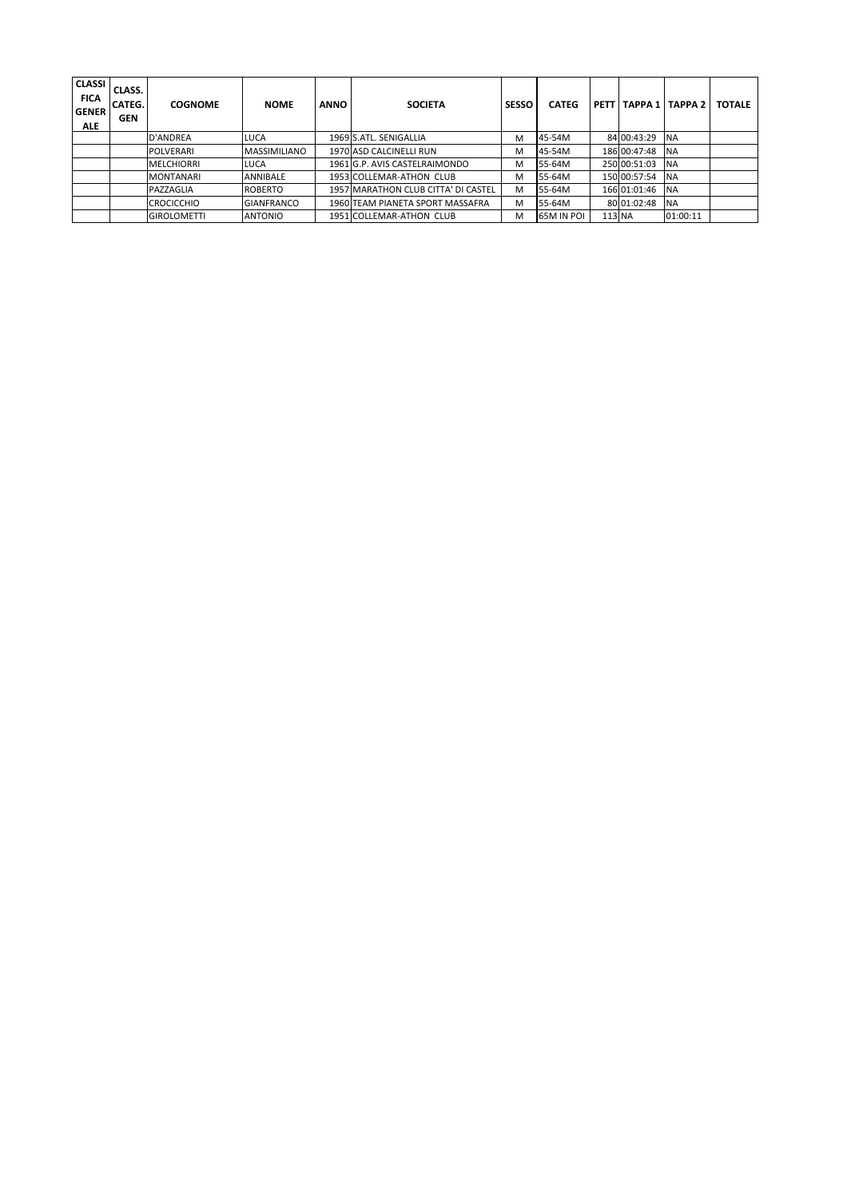| CLASSIFICA GENERALE | CLASS. CATEG. GEN | COGNOME | NOME | ANNO | SOCIETA | SESSO | CATEG | PETT | TAPPA 1 | TAPPA 2 | TOTALE |
|---|---|---|---|---|---|---|---|---|---|---|---|
| | | D'ANDREA | LUCA | 1969 | S.ATL. SENIGALLIA | M | 45-54M | 84 | 00:43:29 | NA | |
| | | POLVERARI | MASSIMILIANO | 1970 | ASD CALCINELLI RUN | M | 45-54M | 186 | 00:47:48 | NA | |
| | | MELCHIORRI | LUCA | 1961 | G.P. AVIS CASTELRAIMONDO | M | 55-64M | 250 | 00:51:03 | NA | |
| | | MONTANARI | ANNIBALE | 1953 | COLLEMAR-ATHON CLUB | M | 55-64M | 150 | 00:57:54 | NA | |
| | | PAZZAGLIA | ROBERTO | 1957 | MARATHON CLUB CITTA' DI CASTEL | M | 55-64M | 166 | 01:01:46 | NA | |
| | | CROCICCHIO | GIANFRANCO | 1960 | TEAM PIANETA SPORT MASSAFRA | M | 55-64M | 80 | 01:02:48 | NA | |
| | | GIROLOMETTI | ANTONIO | 1951 | COLLEMAR-ATHON CLUB | M | 65M IN POI | 113 | NA | 01:00:11 | |